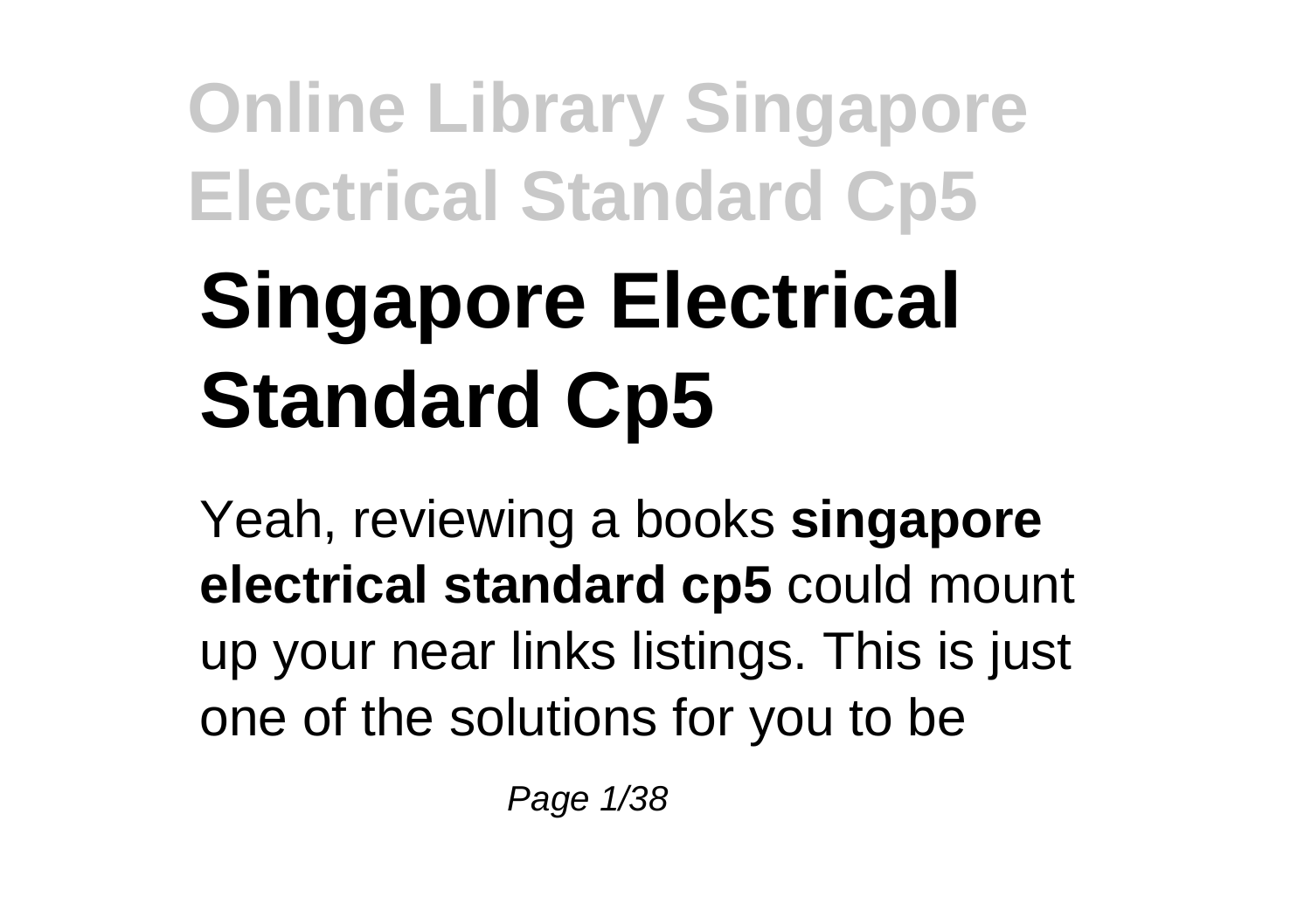# Singapore Electrical Standard Cp5

Yeah, reviewing a books **singapore electrical standard cp5** could mount up your near links listings. This is just one of the solutions for you to be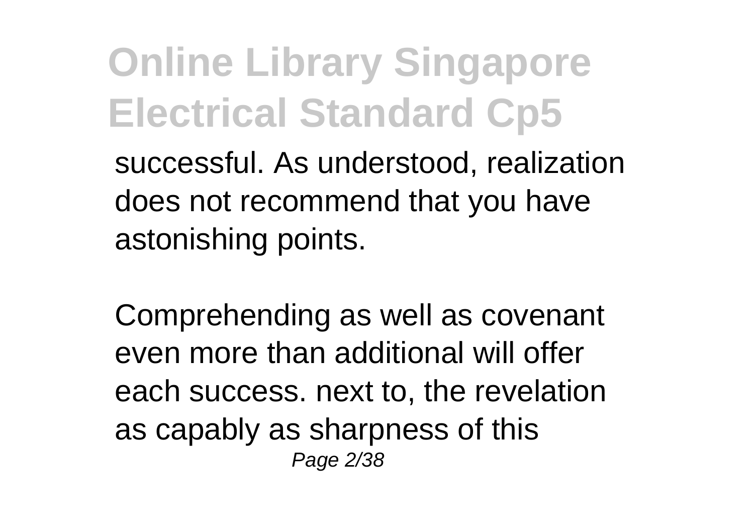successful. As understood, realization does not recommend that you have astonishing points.

Comprehending as well as covenant even more than additional will offer each success. next to, the revelation as capably as sharpness of this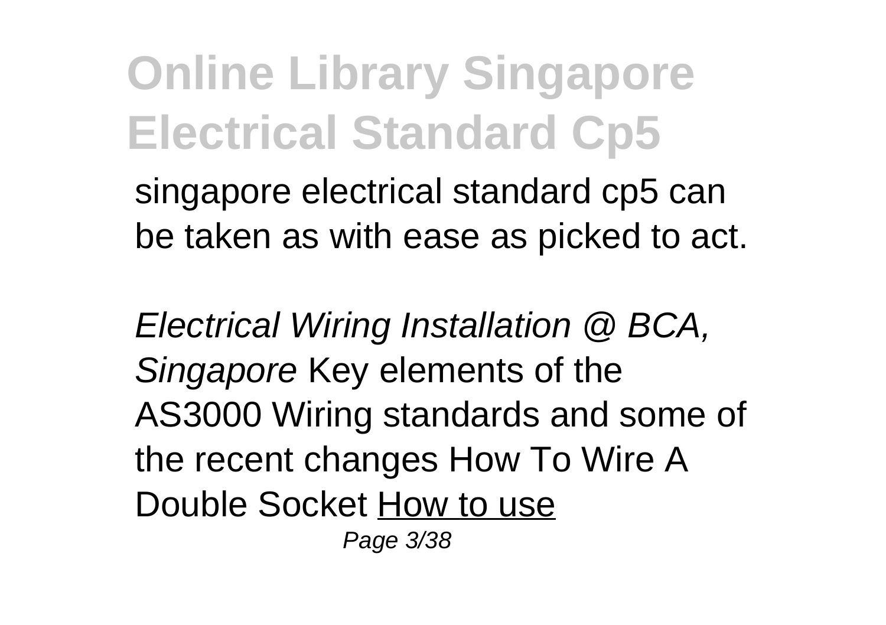singapore electrical standard cp5 can be taken as with ease as picked to act.

*Electrical Wiring Installation @ BCA, Singapore* Key elements of the AS3000 Wiring standards and some of the recent changes How To Wire A Double Socket How to use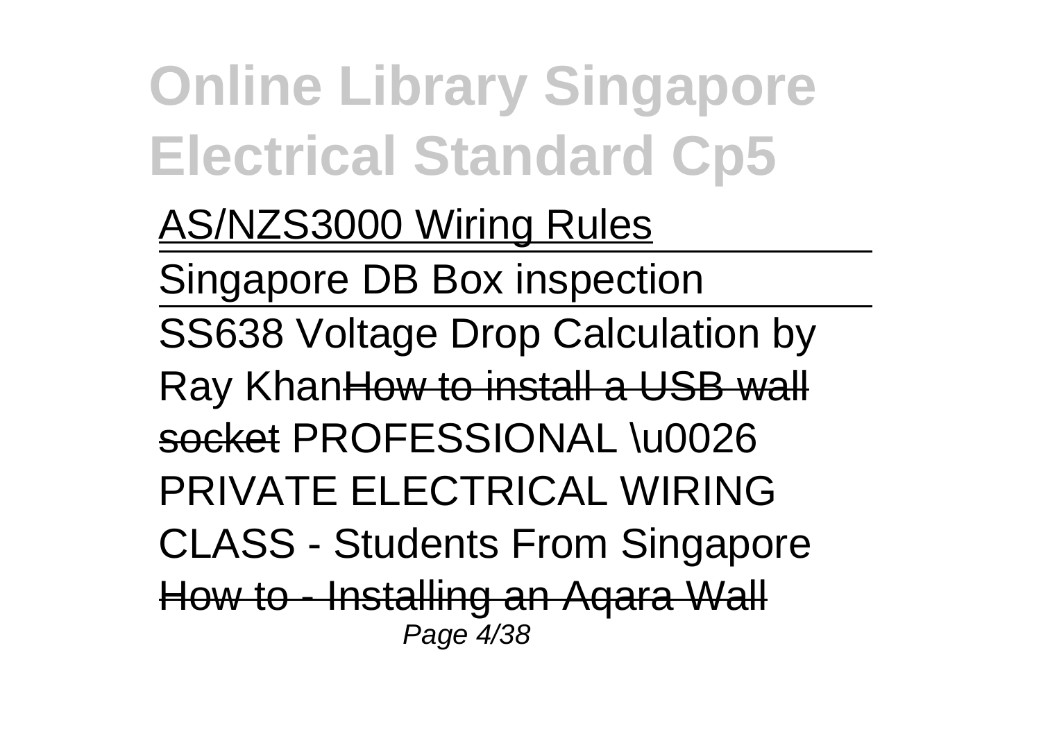AS/NZS3000 Wiring Rules

Singapore DB Box inspection

SS638 Voltage Drop Calculation by Ray KhanHow to install a USB wall socket PROFESSIONAL \u0026 PRIVATE ELECTRICAL WIRING CLASS - Students From Singapore How to - Installing an Aqara Wall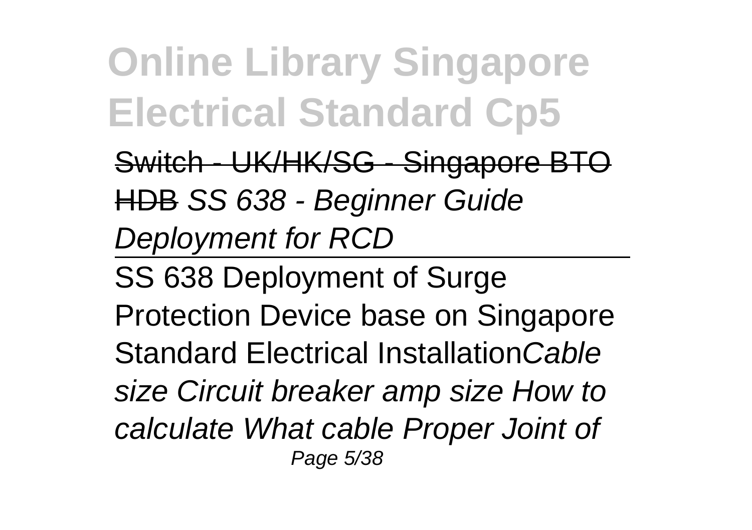~~Switch - UK/HK/SG - Singapore BTO HDB~~ *SS 638 - Beginner Guide Deployment for RCD*

SS 638 Deployment of Surge Protection Device base on Singapore Standard Electrical Installation*Cable size Circuit breaker amp size How to calculate What cable Proper Joint of*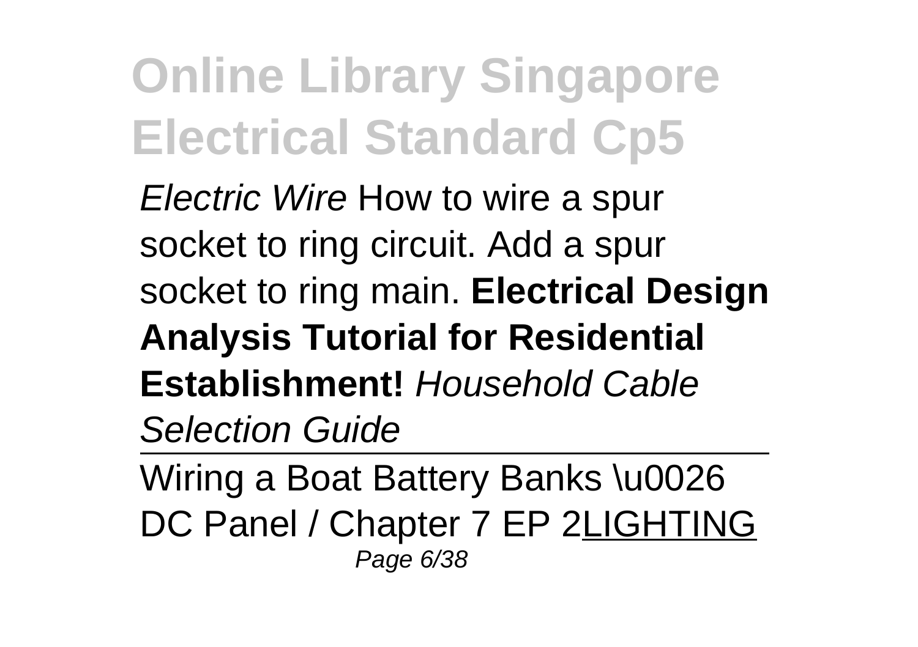*Electric Wire* How to wire a spur socket to ring circuit. Add a spur socket to ring main. **Electrical Design Analysis Tutorial for Residential Establishment!** *Household Cable Selection Guide*

---

Wiring a Boat Battery Banks \u0026 DC Panel / Chapter 7 EP 2LIGHTING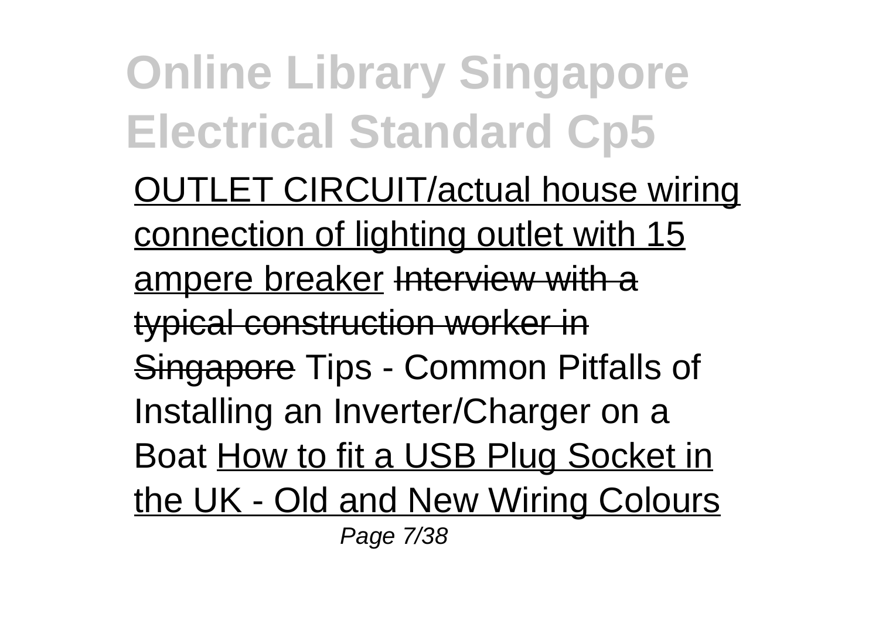OUTLET CIRCUIT/actual house wiring connection of lighting outlet with 15 ampere breaker ~~Interview with a typical construction worker in Singapore~~ Tips - Common Pitfalls of Installing an Inverter/Charger on a Boat How to fit a USB Plug Socket in the UK - Old and New Wiring Colours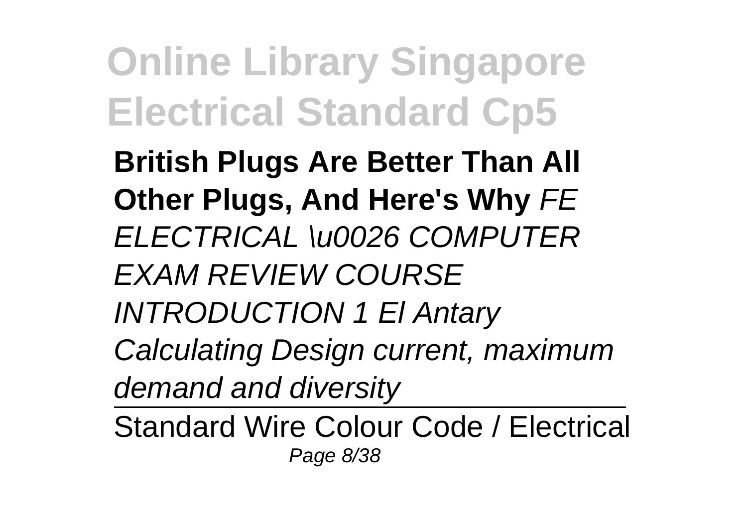**British Plugs Are Better Than All Other Plugs, And Here's Why** *FE ELECTRICAL \u0026 COMPUTER EXAM REVIEW COURSE INTRODUCTION 1 El Antary* *Calculating Design current, maximum demand and diversity*

Standard Wire Colour Code / Electrical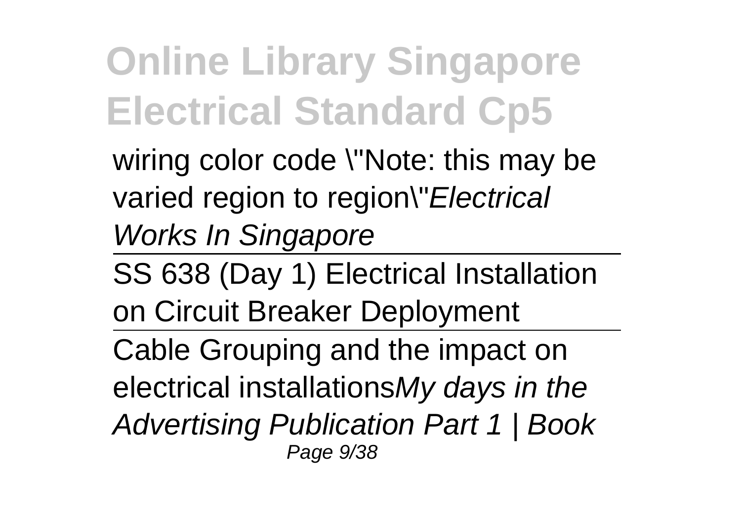wiring color code \"Note: this may be varied region to region\"*Electrical Works In Singapore*

SS 638 (Day 1) Electrical Installation on Circuit Breaker Deployment

Cable Grouping and the impact on electrical installations*My days in the Advertising Publication Part 1 | Book*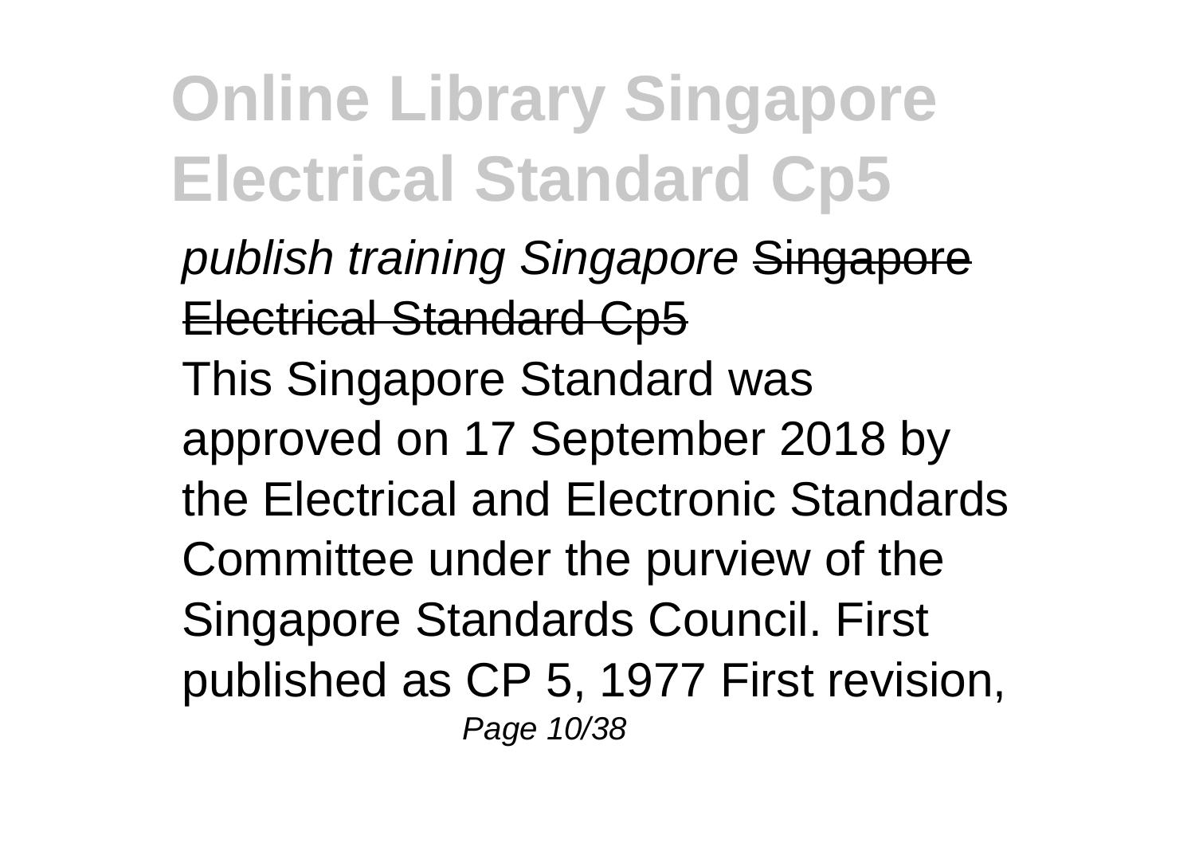*publish training Singapore* ~~Singapore Electrical Standard Cp5~~

This Singapore Standard was approved on 17 September 2018 by the Electrical and Electronic Standards Committee under the purview of the Singapore Standards Council. First published as CP 5, 1977 First revision,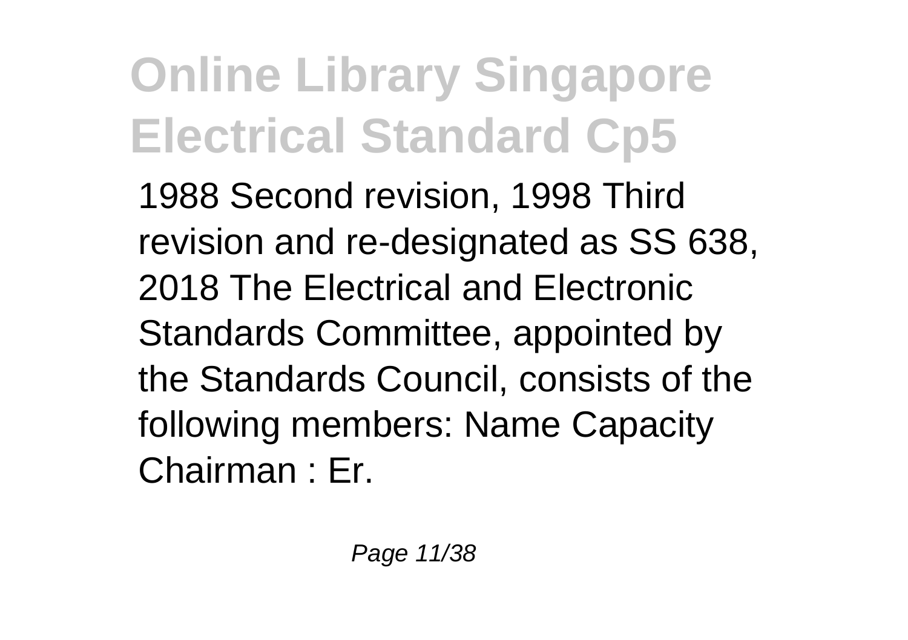1988 Second revision, 1998 Third revision and re-designated as SS 638, 2018 The Electrical and Electronic Standards Committee, appointed by the Standards Council, consists of the following members: Name Capacity Chairman : Er.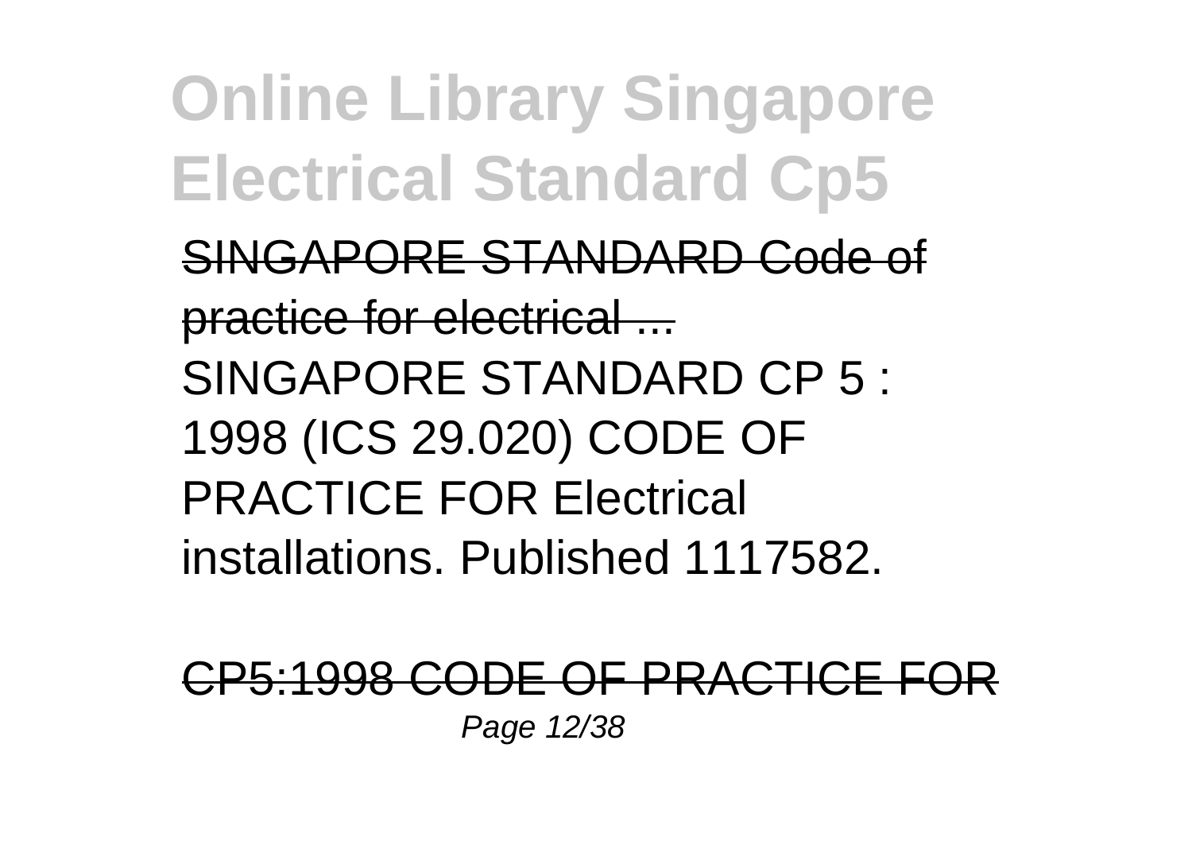SINGAPORE STANDARD Code of practice for electrical ...

SINGAPORE STANDARD CP 5 : 1998 (ICS 29.020) CODE OF PRACTICE FOR Electrical installations. Published 1117582.

CP5:1998 CODE OF PRACTICE FOR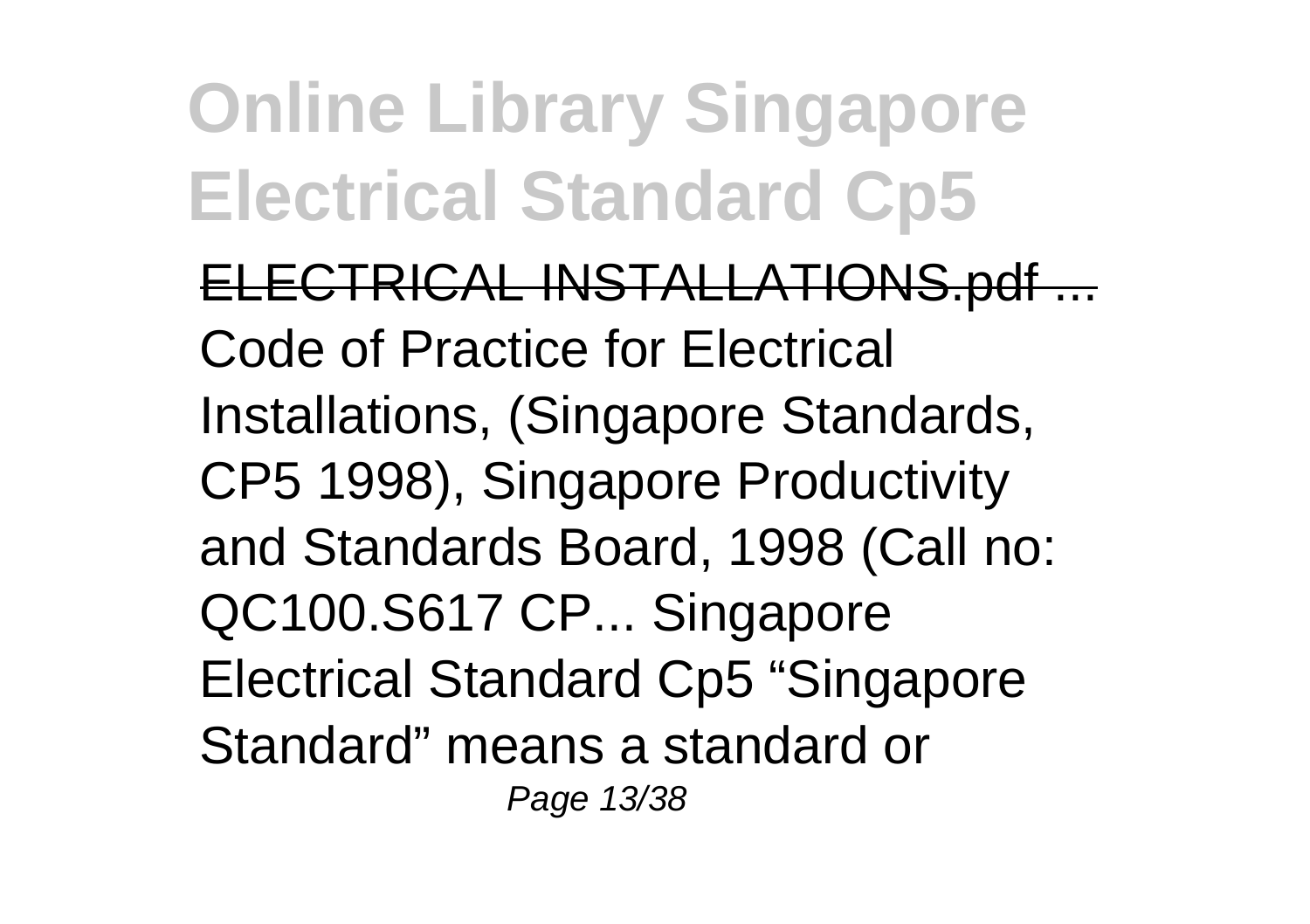ELECTRICAL INSTALLATIONS.pdf ...
Code of Practice for Electrical Installations, (Singapore Standards, CP5 1998), Singapore Productivity and Standards Board, 1998 (Call no: QC100.S617 CP... Singapore Electrical Standard Cp5 “Singapore Standard” means a standard or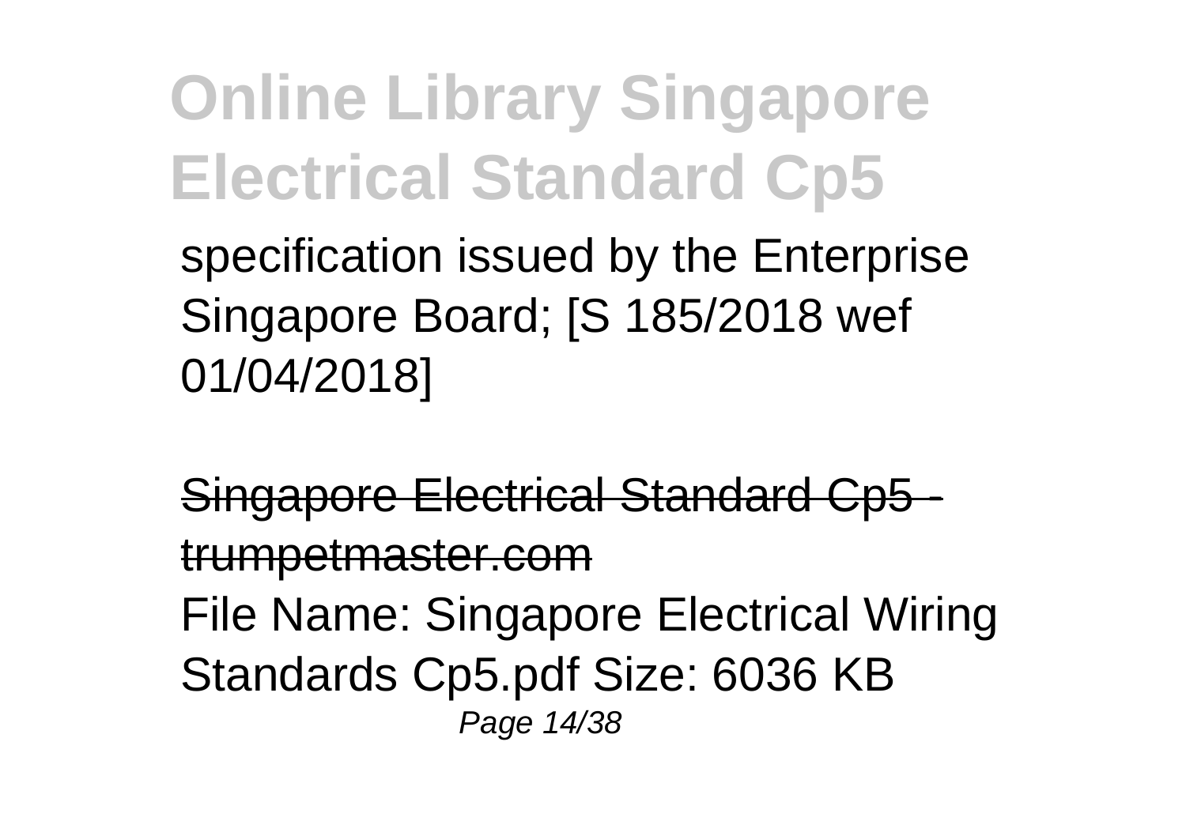specification issued by the Enterprise Singapore Board; [S 185/2018 wef 01/04/2018]

Singapore Electrical Standard Cp5 - trumpetmaster.com

File Name: Singapore Electrical Wiring Standards Cp5.pdf Size: 6036 KB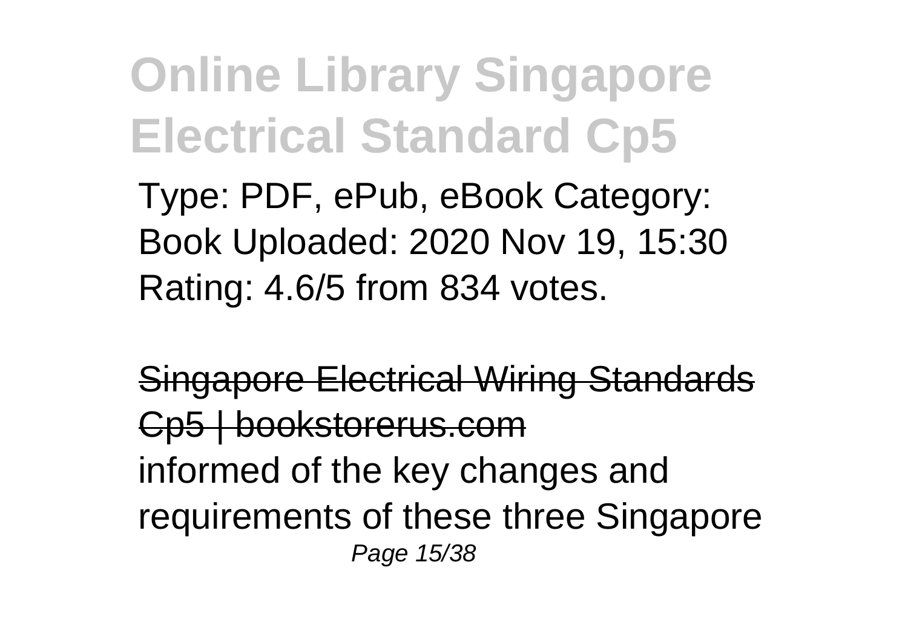Type: PDF, ePub, eBook Category: Book Uploaded: 2020 Nov 19, 15:30 Rating: 4.6/5 from 834 votes.

Singapore Electrical Wiring Standards Cp5 | bookstorerus.com

informed of the key changes and requirements of these three Singapore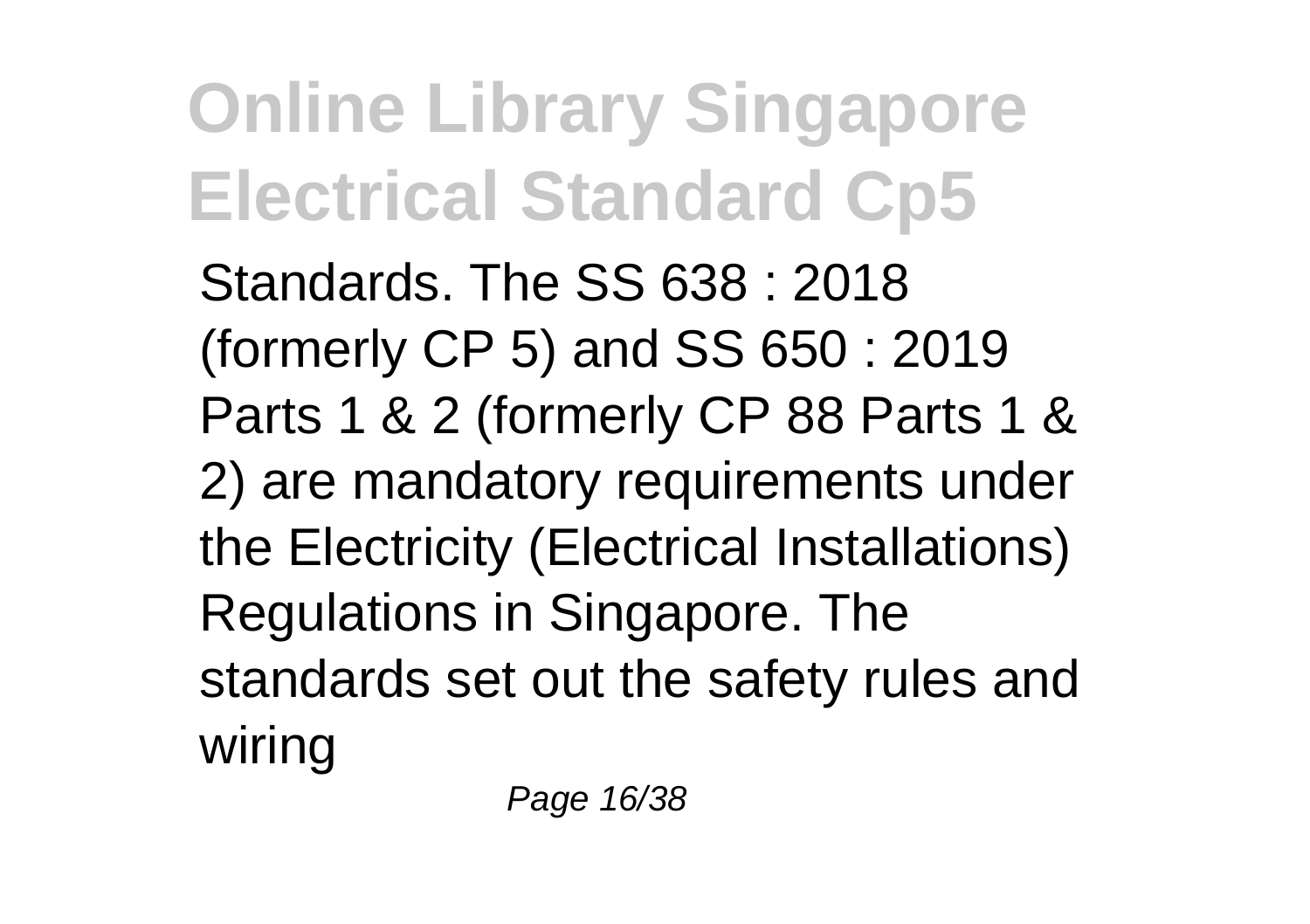Standards. The SS 638 : 2018 (formerly CP 5) and SS 650 : 2019 Parts 1 & 2 (formerly CP 88 Parts 1 & 2) are mandatory requirements under the Electricity (Electrical Installations) Regulations in Singapore. The standards set out the safety rules and wiring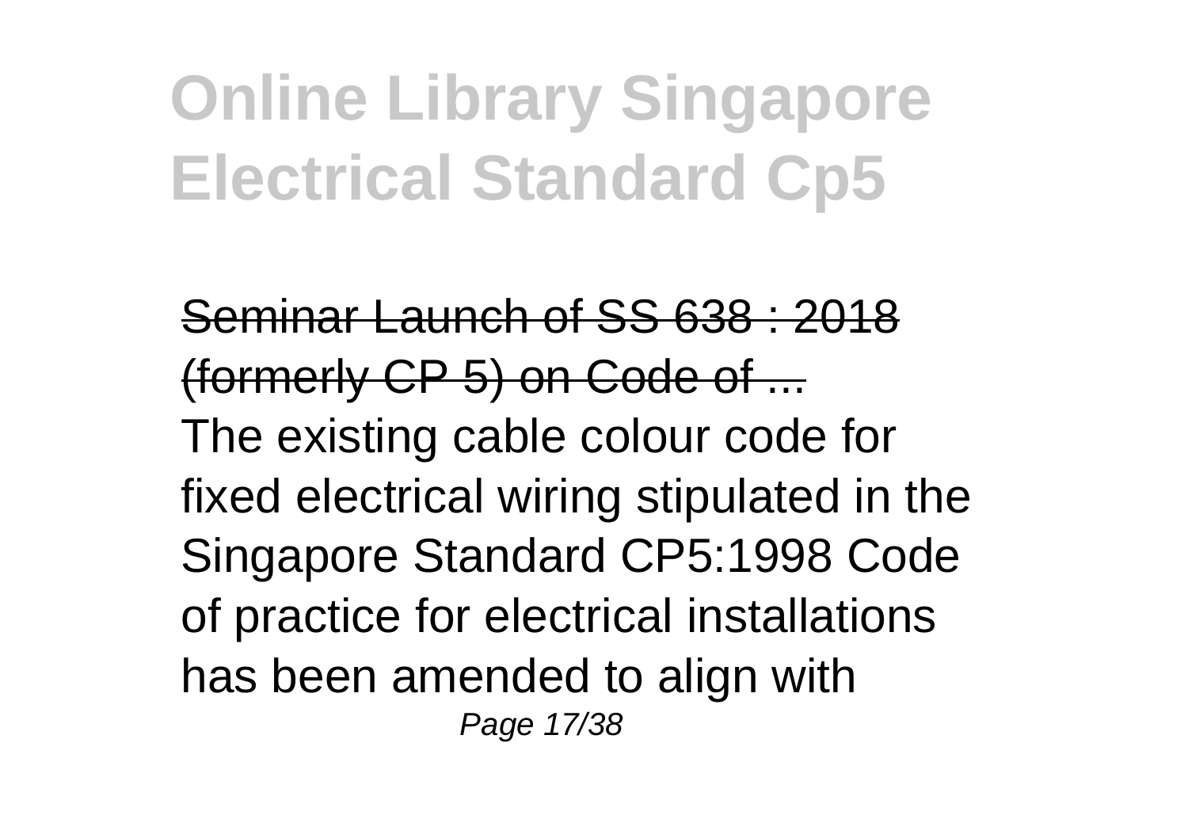# Online Library Singapore Electrical Standard Cp5

~~Seminar Launch of SS 638 : 2018 (formerly CP 5) on Code of ...~~

The existing cable colour code for fixed electrical wiring stipulated in the Singapore Standard CP5:1998 Code of practice for electrical installations has been amended to align with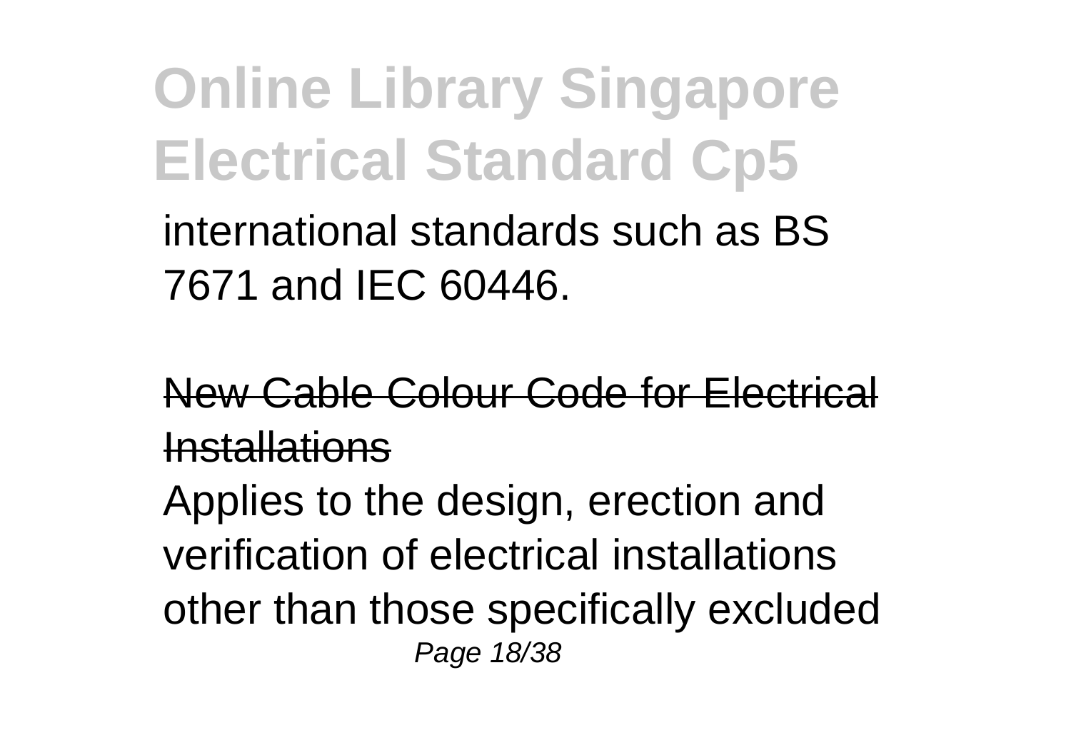international standards such as BS 7671 and IEC 60446.

New Cable Colour Code for Electrical Installations

Applies to the design, erection and verification of electrical installations other than those specifically excluded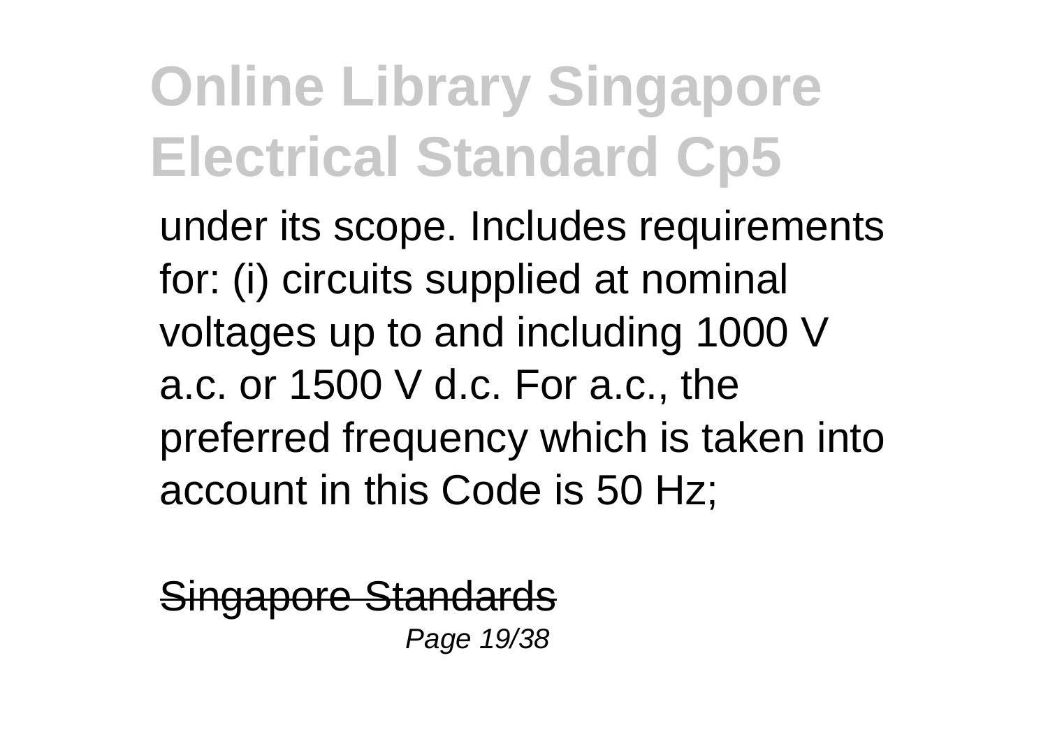under its scope. Includes requirements for: (i) circuits supplied at nominal voltages up to and including 1000 V a.c. or 1500 V d.c. For a.c., the preferred frequency which is taken into account in this Code is 50 Hz;

Singapore Standards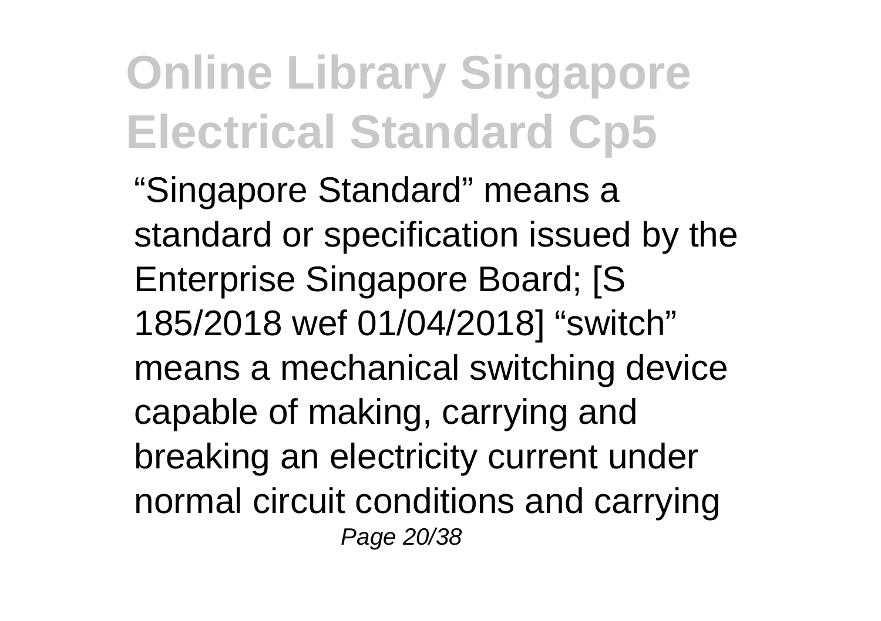“Singapore Standard” means a standard or specification issued by the Enterprise Singapore Board; [S 185/2018 wef 01/04/2018] “switch” means a mechanical switching device capable of making, carrying and breaking an electricity current under normal circuit conditions and carrying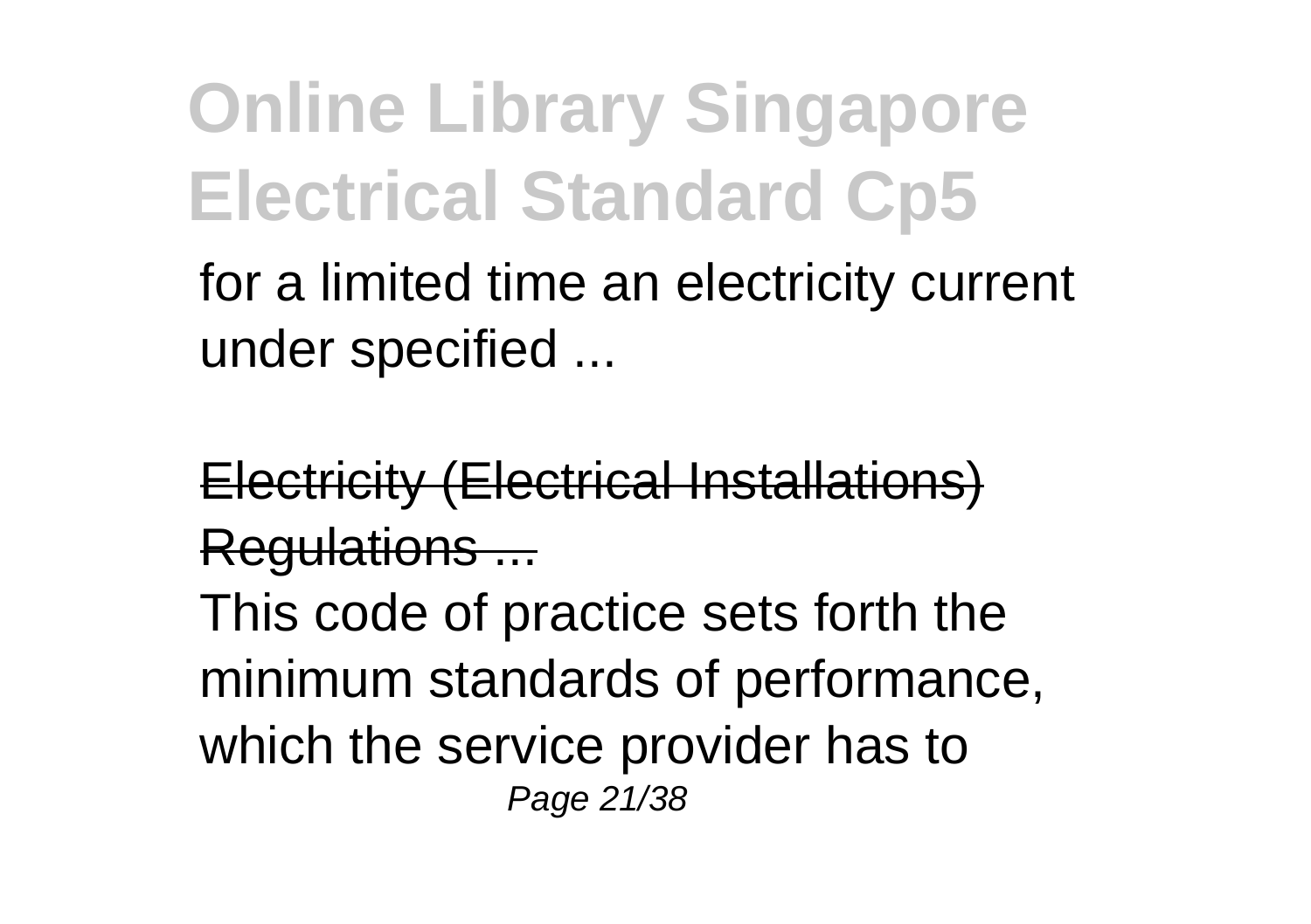for a limited time an electricity current under specified ...

Electricity (Electrical Installations) Regulations ...

This code of practice sets forth the minimum standards of performance, which the service provider has to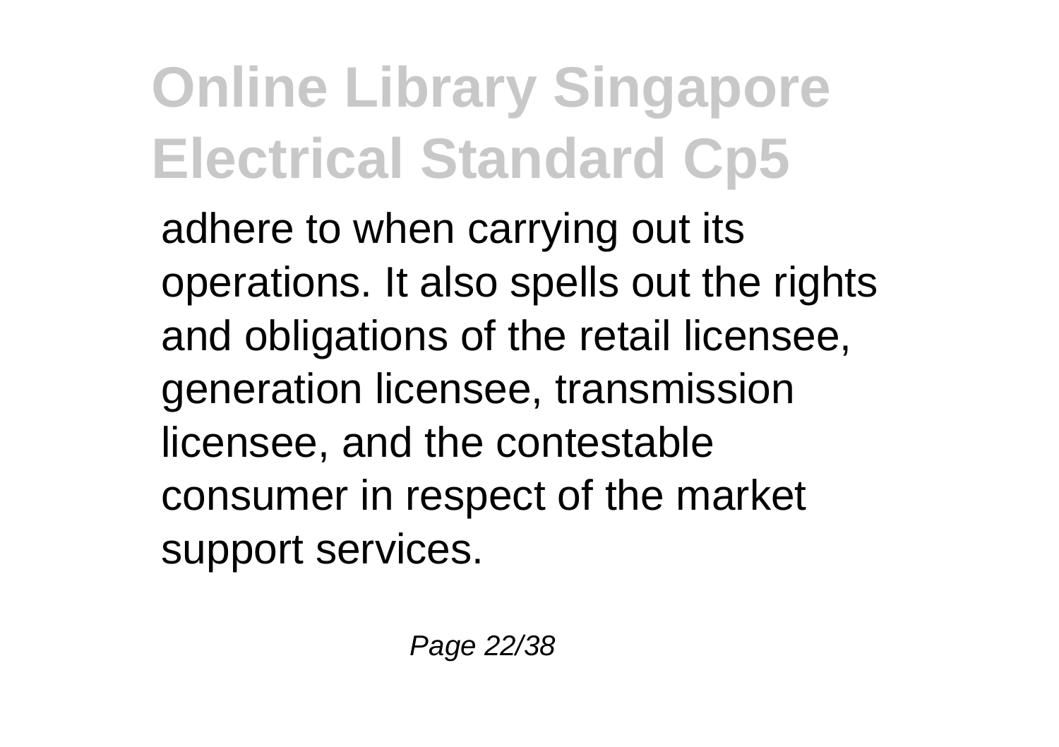adhere to when carrying out its operations. It also spells out the rights and obligations of the retail licensee, generation licensee, transmission licensee, and the contestable consumer in respect of the market support services.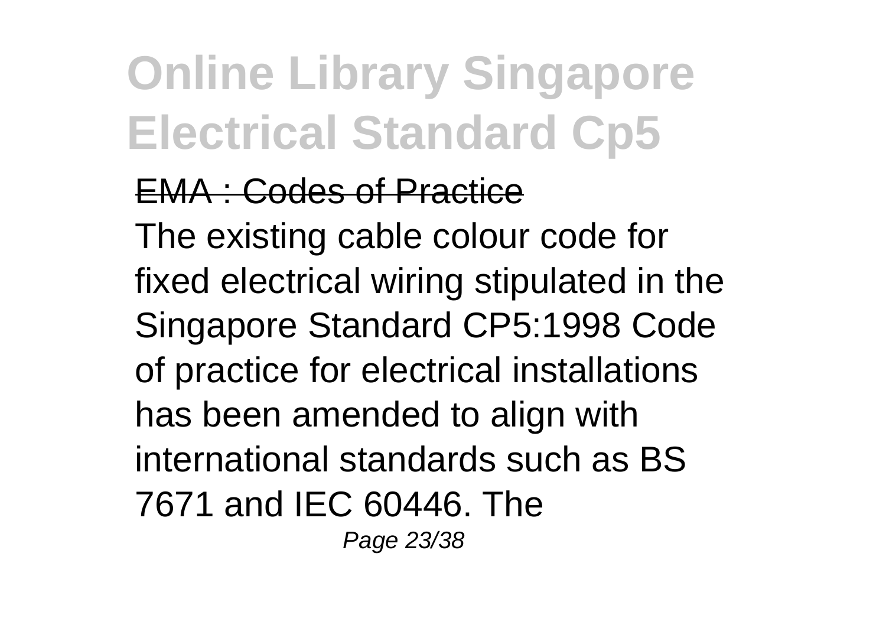EMA : Codes of Practice

The existing cable colour code for fixed electrical wiring stipulated in the Singapore Standard CP5:1998 Code of practice for electrical installations has been amended to align with international standards such as BS 7671 and IEC 60446. The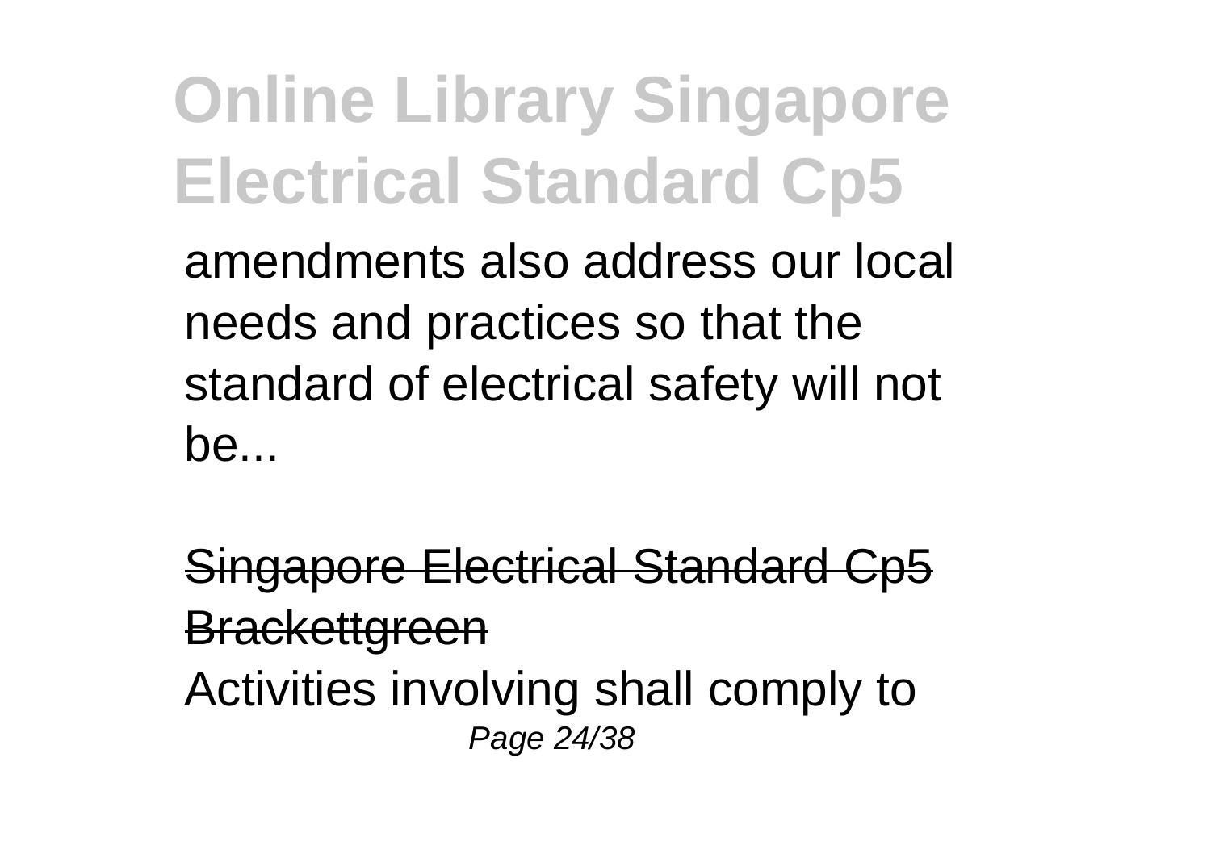amendments also address our local needs and practices so that the standard of electrical safety will not be...

~~Singapore Electrical Standard Cp5 Brackettgreen~~

Activities involving shall comply to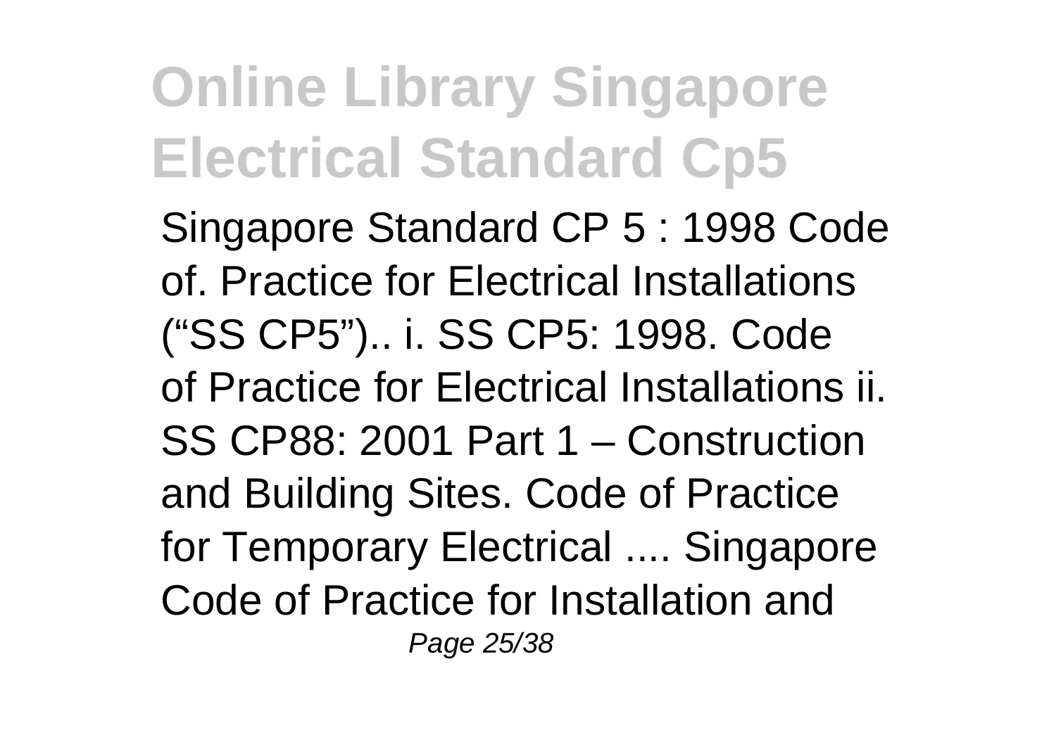Singapore Standard CP 5 : 1998 Code of. Practice for Electrical Installations ("SS CP5").. i. SS CP5: 1998. Code of Practice for Electrical Installations ii. SS CP88: 2001 Part 1 – Construction and Building Sites. Code of Practice for Temporary Electrical .... Singapore Code of Practice for Installation and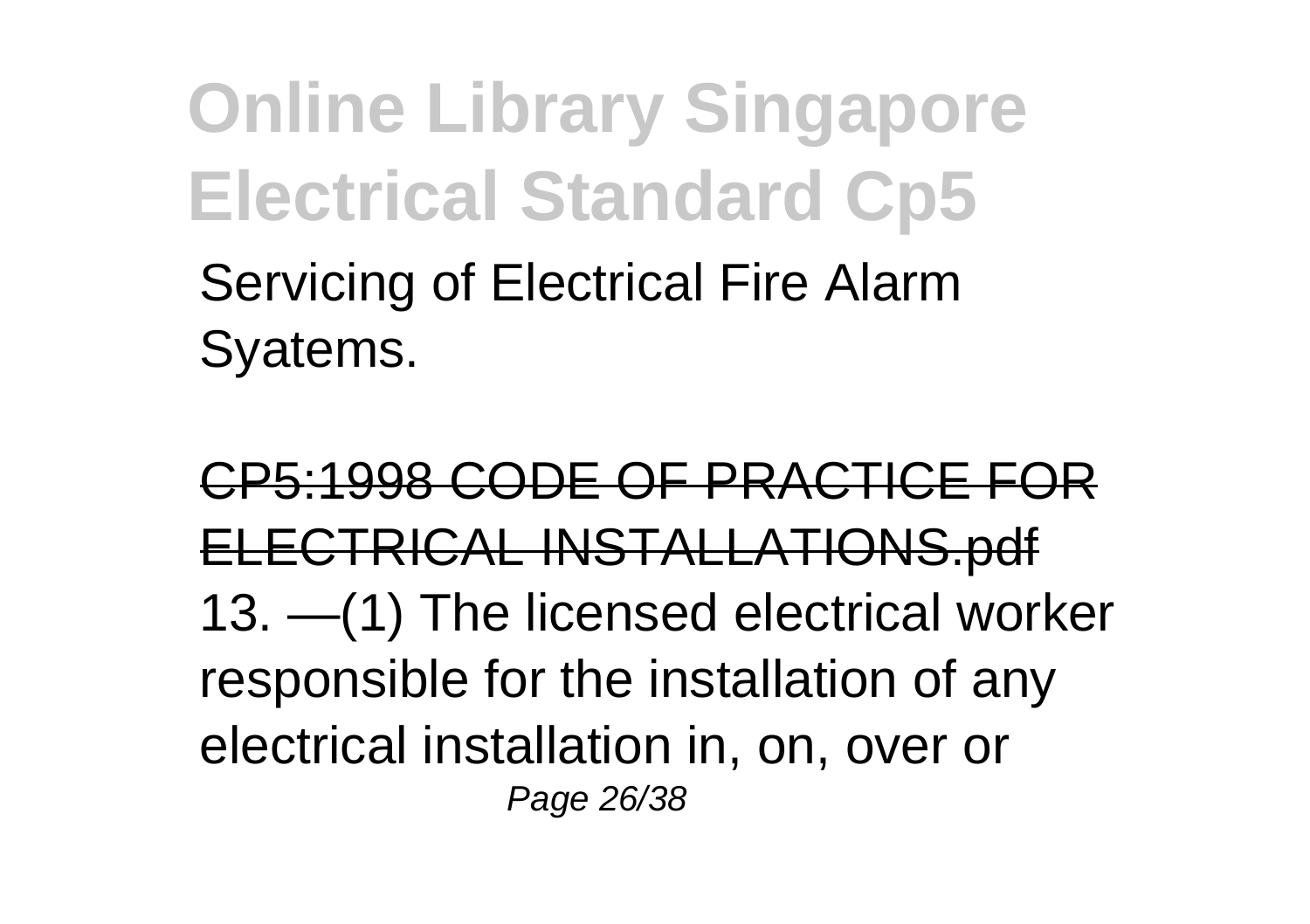Servicing of Electrical Fire Alarm Syatems.

CP5:1998 CODE OF PRACTICE FOR ELECTRICAL INSTALLATIONS.pdf

13. —(1) The licensed electrical worker responsible for the installation of any electrical installation in, on, over or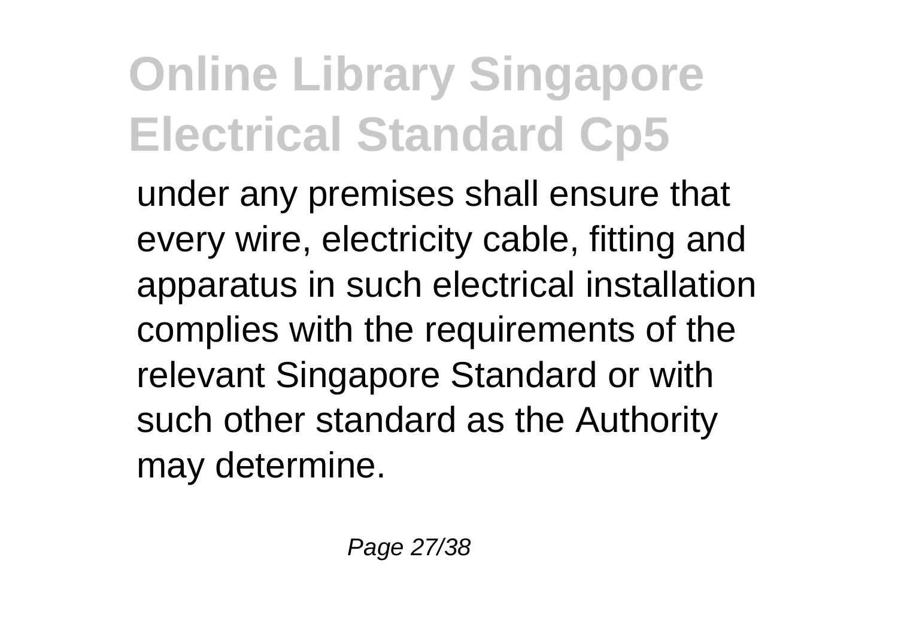under any premises shall ensure that every wire, electricity cable, fitting and apparatus in such electrical installation complies with the requirements of the relevant Singapore Standard or with such other standard as the Authority may determine.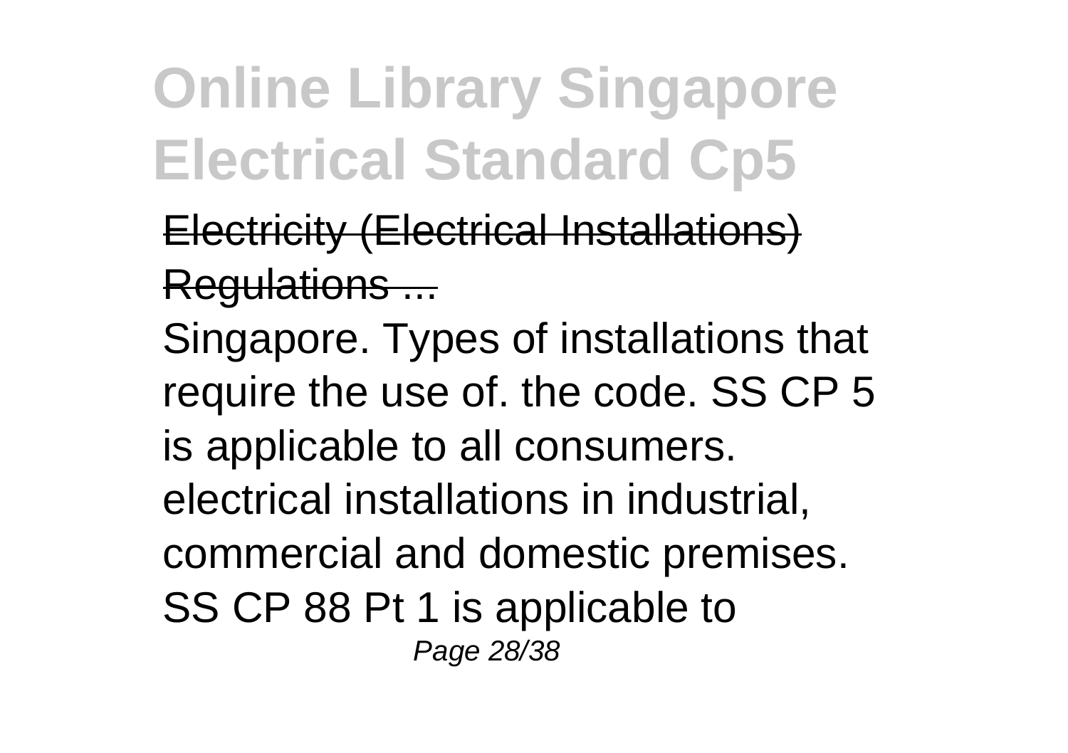Electricity (Electrical Installations) Regulations ...

Singapore. Types of installations that require the use of. the code. SS CP 5 is applicable to all consumers. electrical installations in industrial, commercial and domestic premises. SS CP 88 Pt 1 is applicable to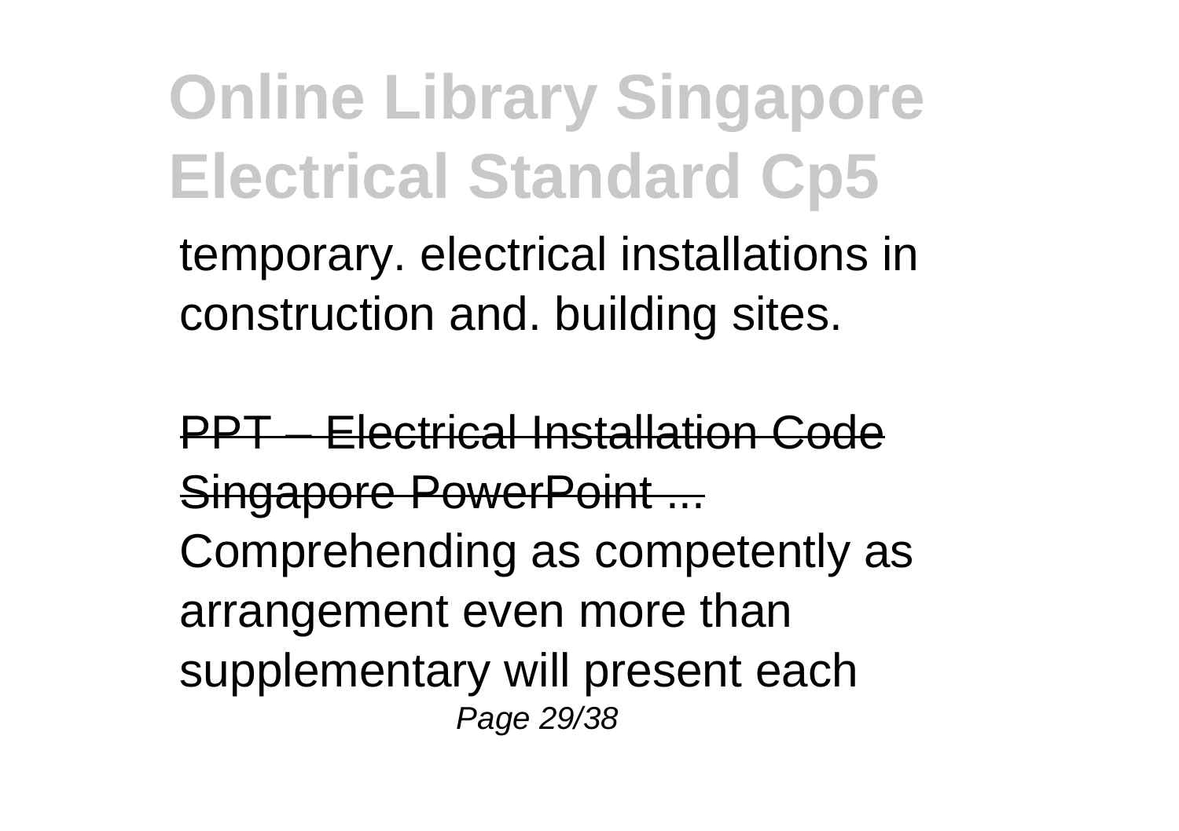temporary. electrical installations in construction and. building sites.

PPT – Electrical Installation Code Singapore PowerPoint ...

Comprehending as competently as arrangement even more than supplementary will present each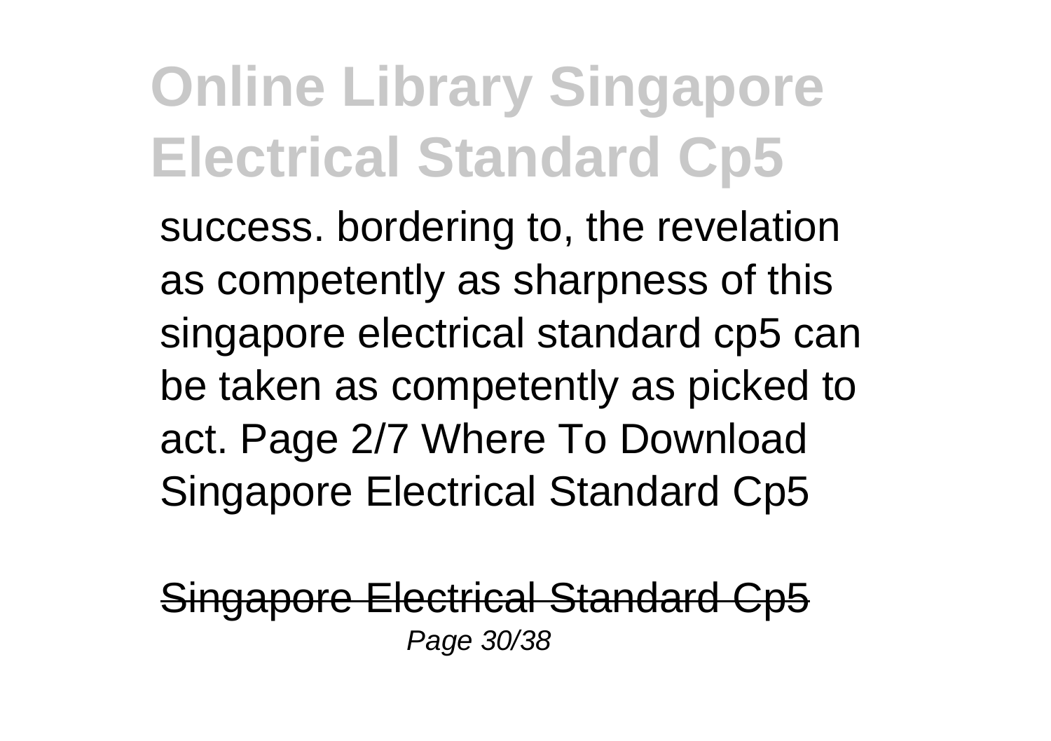success. bordering to, the revelation as competently as sharpness of this singapore electrical standard cp5 can be taken as competently as picked to act. Page 2/7 Where To Download Singapore Electrical Standard Cp5

Singapore Electrical Standard Cp5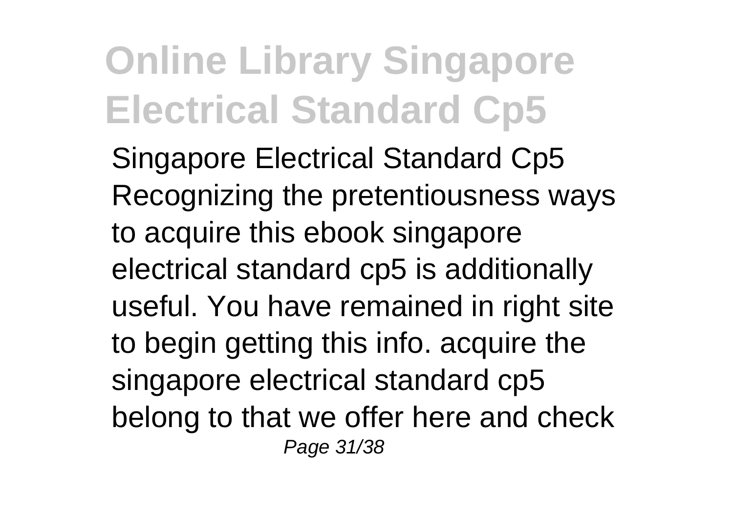# Online Library Singapore Electrical Standard Cp5

Singapore Electrical Standard Cp5 Recognizing the pretentiousness ways to acquire this ebook singapore electrical standard cp5 is additionally useful. You have remained in right site to begin getting this info. acquire the singapore electrical standard cp5 belong to that we offer here and check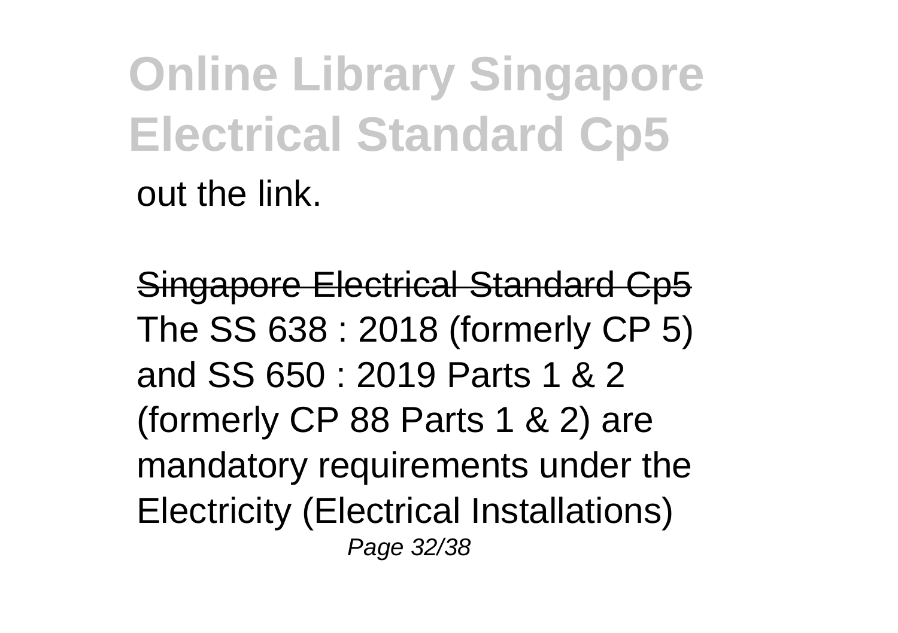out the link.

Singapore Electrical Standard Cp5

The SS 638 : 2018 (formerly CP 5) and SS 650 : 2019 Parts 1 & 2 (formerly CP 88 Parts 1 & 2) are mandatory requirements under the Electricity (Electrical Installations)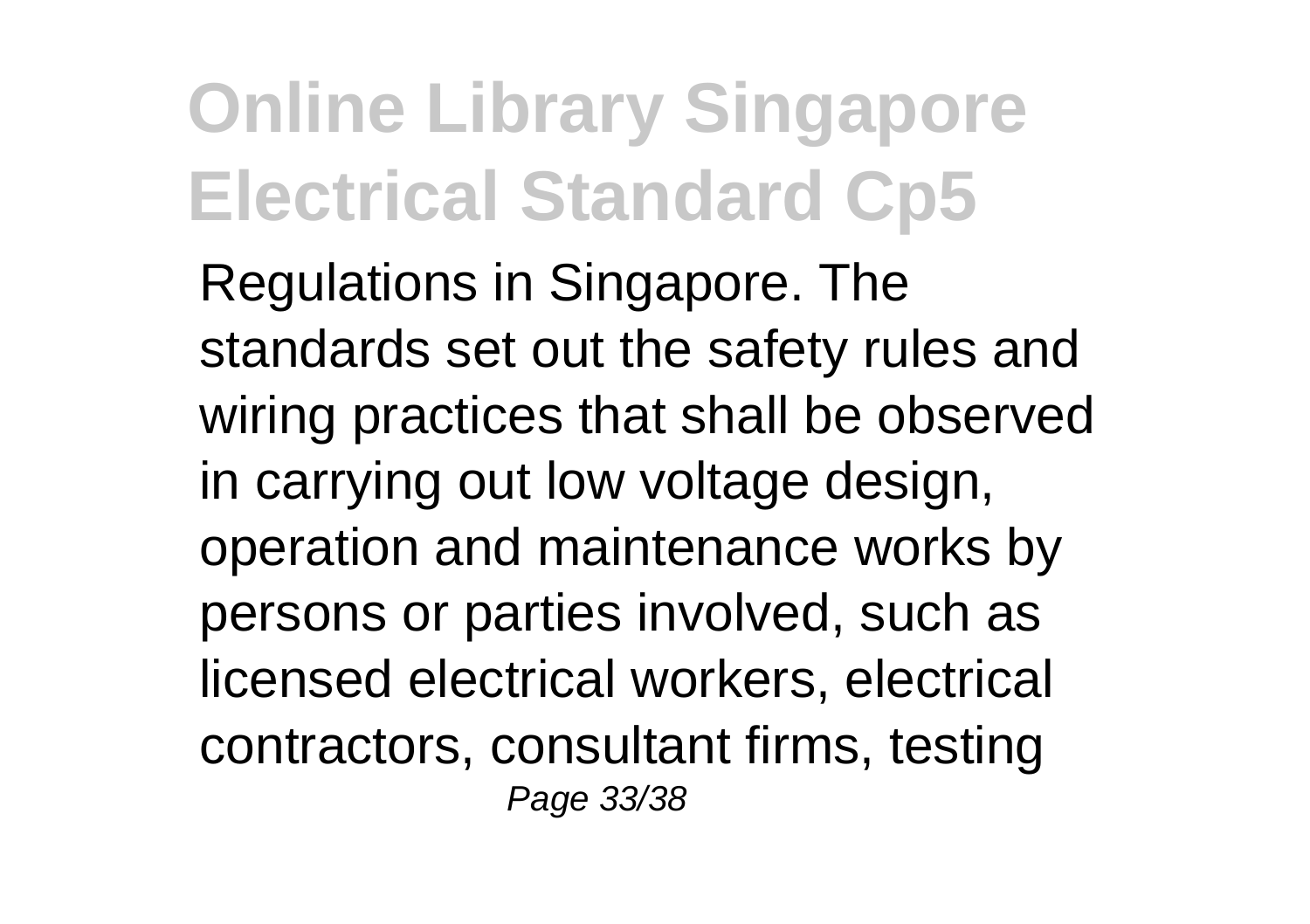Regulations in Singapore. The standards set out the safety rules and wiring practices that shall be observed in carrying out low voltage design, operation and maintenance works by persons or parties involved, such as licensed electrical workers, electrical contractors, consultant firms, testing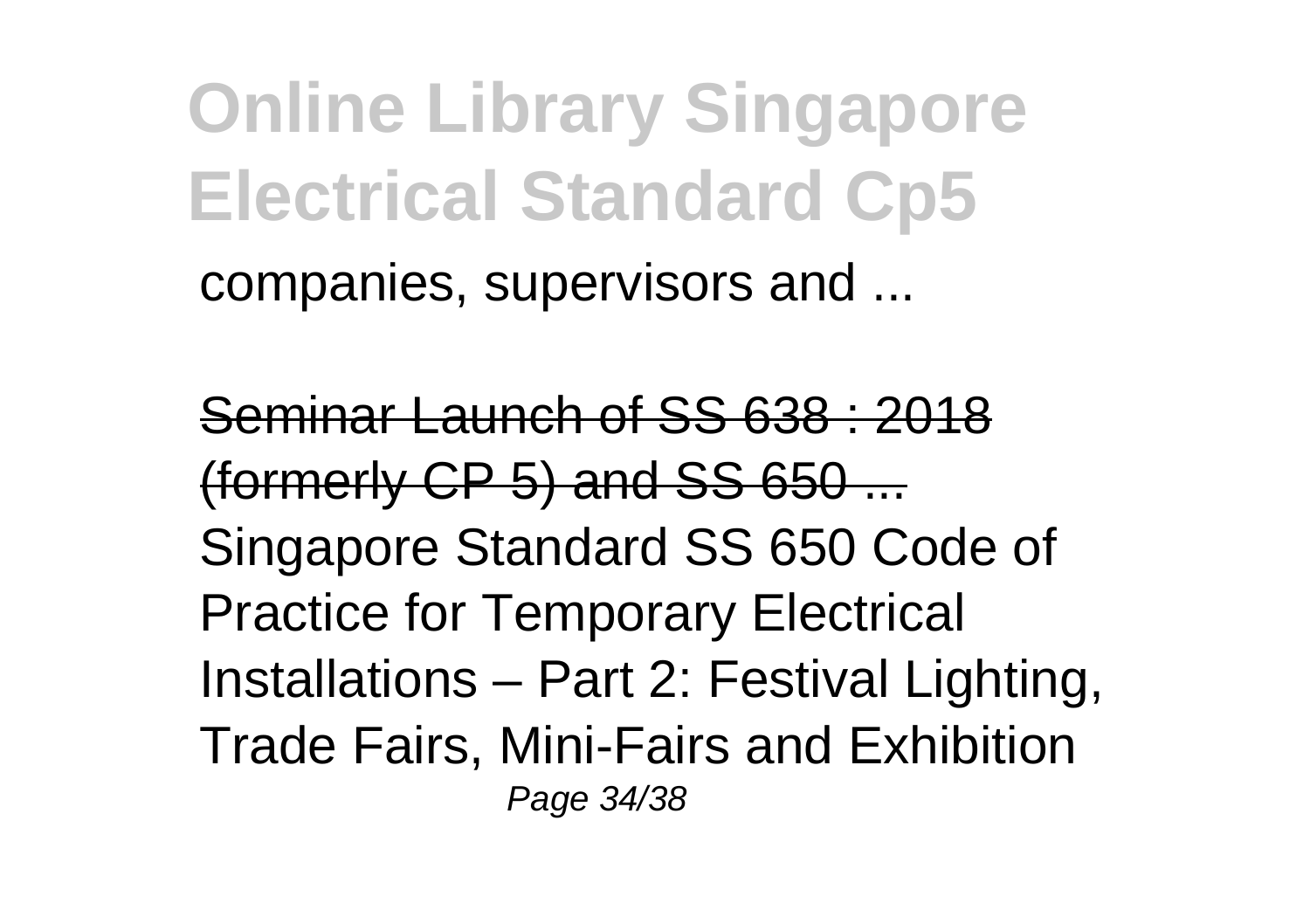companies, supervisors and ...

Seminar Launch of SS 638 : 2018 (formerly CP 5) and SS 650 ...

Singapore Standard SS 650 Code of Practice for Temporary Electrical Installations – Part 2: Festival Lighting, Trade Fairs, Mini-Fairs and Exhibition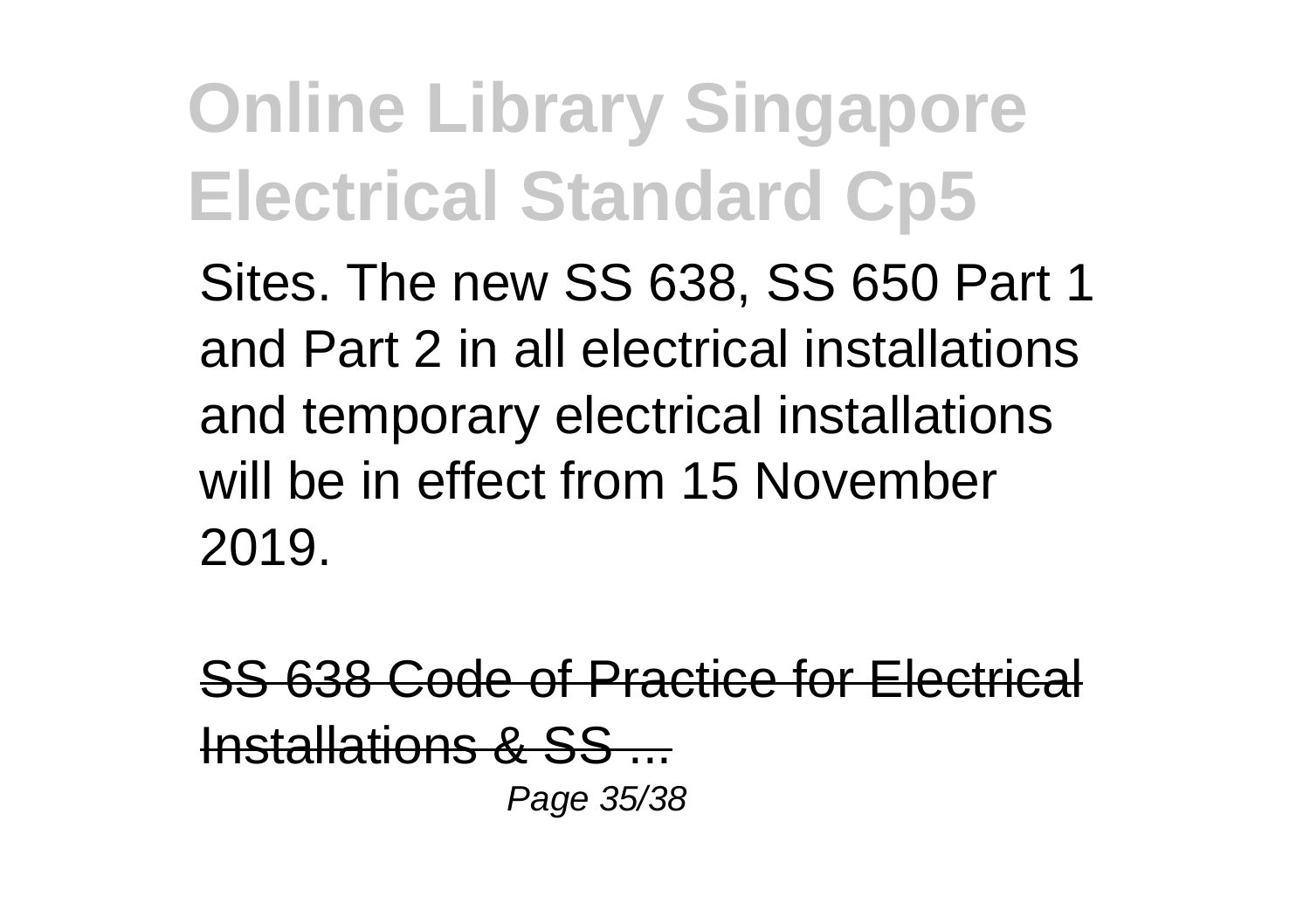Sites. The new SS 638, SS 650 Part 1 and Part 2 in all electrical installations and temporary electrical installations will be in effect from 15 November 2019.

SS 638 Code of Practice for Electrical Installations & SS ...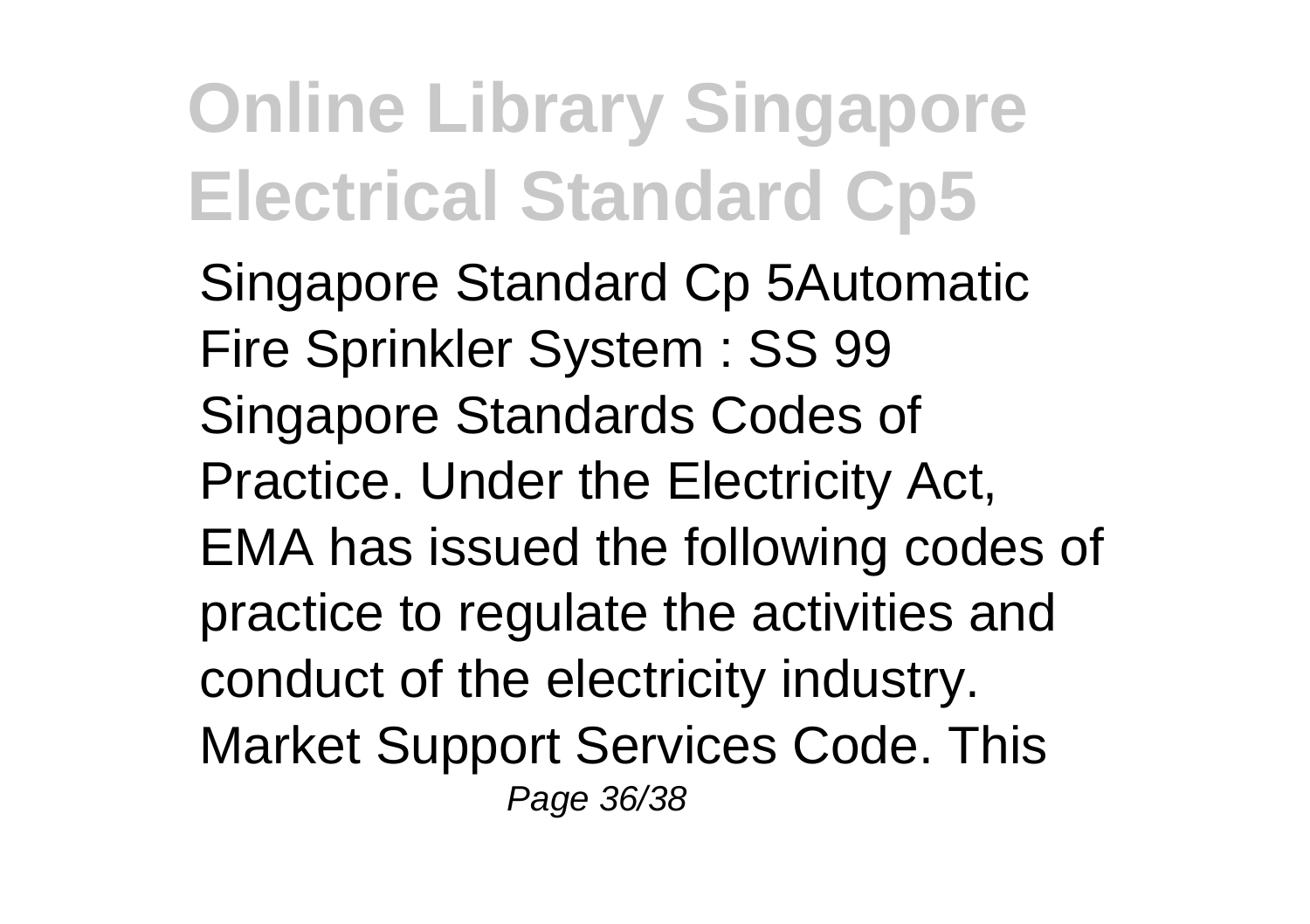Singapore Standard Cp 5Automatic Fire Sprinkler System : SS 99 Singapore Standards Codes of Practice. Under the Electricity Act, EMA has issued the following codes of practice to regulate the activities and conduct of the electricity industry. Market Support Services Code. This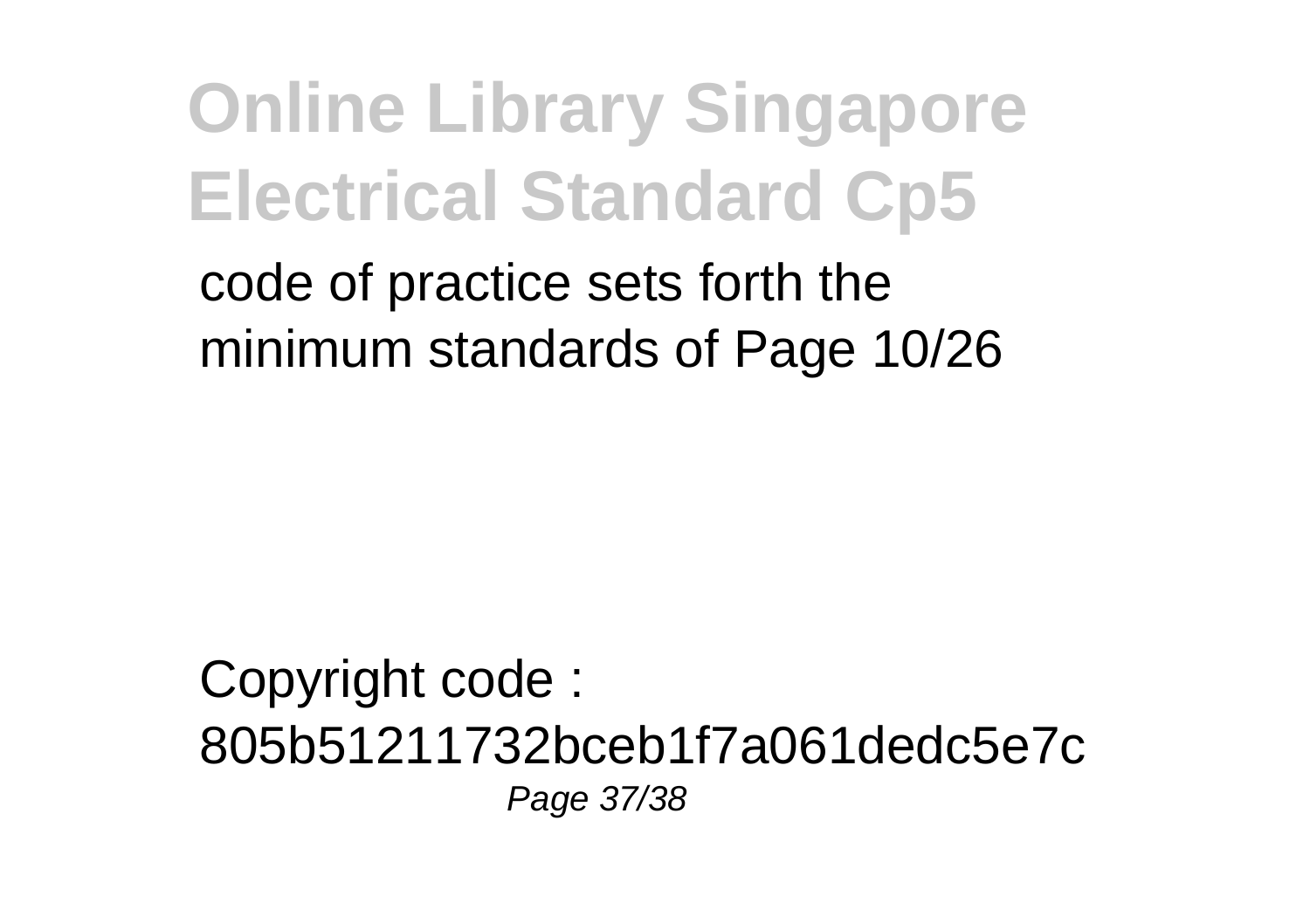code of practice sets forth the minimum standards of Page 10/26

Copyright code : 805b51211732bceb1f7a061dedc5e7c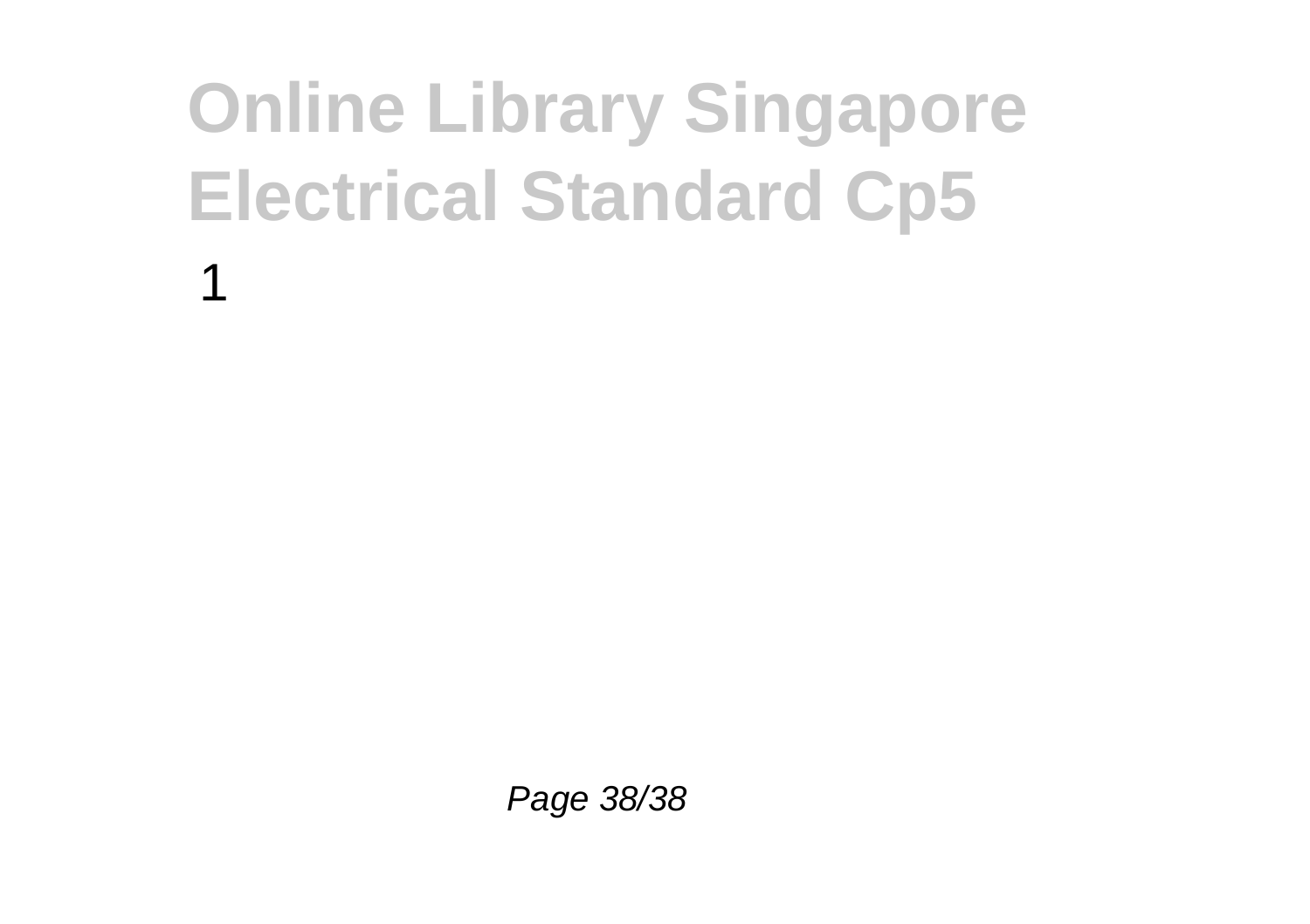1